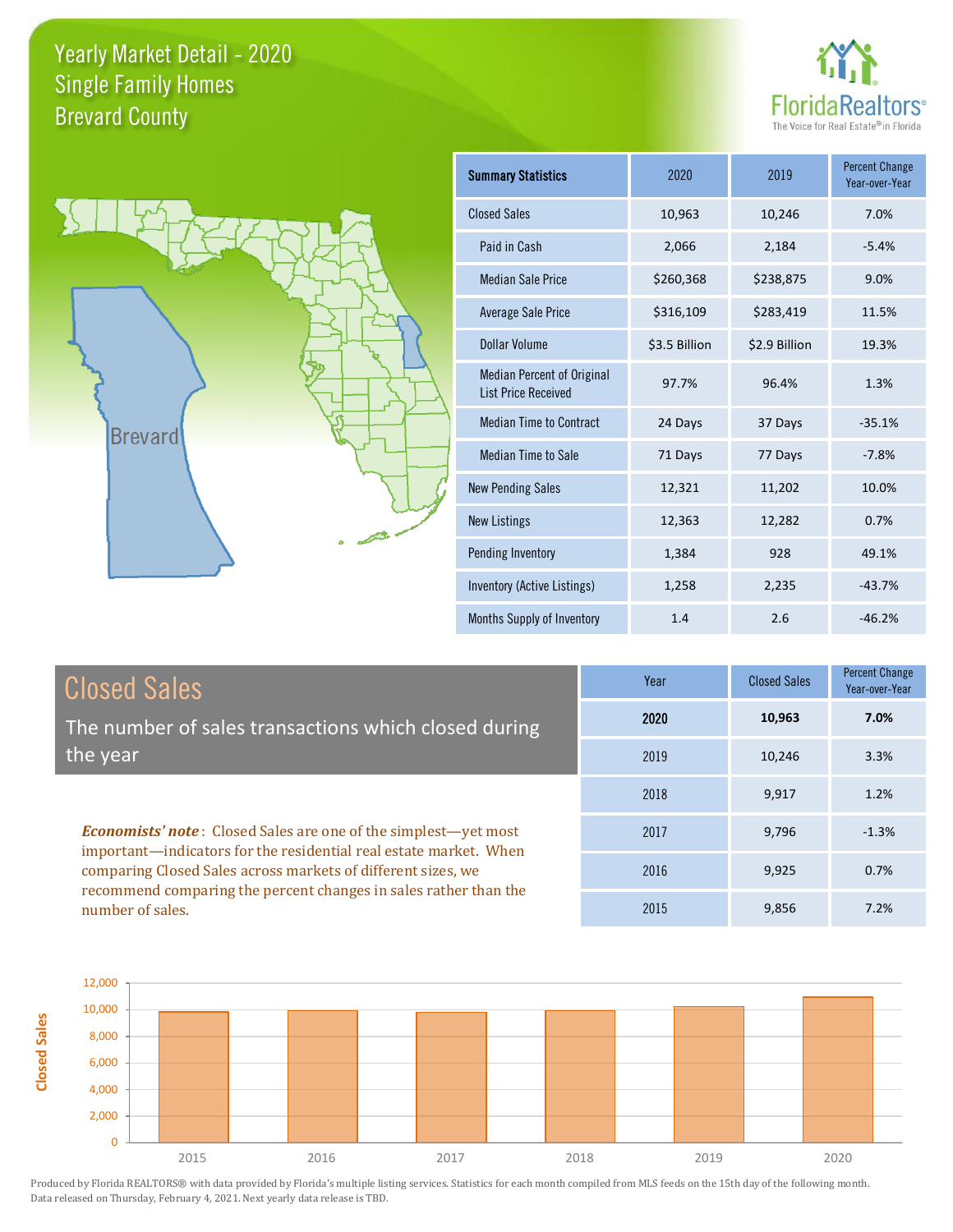# Yearly Market Detail - 2020
## Single Family Homes
## Brevard County

FloridaRealtors® The Voice for Real Estate® in Florida

| Summary Statistics | 2020 | 2019 | Percent Change Year-over-Year |
|---|---|---|---|
| Closed Sales | 10,963 | 10,246 | 7.0% |
| Paid in Cash | 2,066 | 2,184 | -5.4% |
| Median Sale Price | $260,368 | $238,875 | 9.0% |
| Average Sale Price | $316,109 | $283,419 | 11.5% |
| Dollar Volume | $3.5 Billion | $2.9 Billion | 19.3% |
| Median Percent of Original List Price Received | 97.7% | 96.4% | 1.3% |
| Median Time to Contract | 24 Days | 37 Days | -35.1% |
| Median Time to Sale | 71 Days | 77 Days | -7.8% |
| New Pending Sales | 12,321 | 11,202 | 10.0% |
| New Listings | 12,363 | 12,282 | 0.7% |
| Pending Inventory | 1,384 | 928 | 49.1% |
| Inventory (Active Listings) | 1,258 | 2,235 | -43.7% |
| Months Supply of Inventory | 1.4 | 2.6 | -46.2% |

## Closed Sales

The number of sales transactions which closed during the year

***Economists' note***: Closed Sales are one of the simplest—yet most important—indicators for the residential real estate market. When comparing Closed Sales across markets of different sizes, we recommend comparing the percent changes in sales rather than the number of sales.

| Year | Closed Sales | Percent Change Year-over-Year |
|---|---|---|
| **2020** | **10,963** | **7.0%** |
| 2019 | 10,246 | 3.3% |
| 2018 | 9,917 | 1.2% |
| 2017 | 9,796 | -1.3% |
| 2016 | 9,925 | 0.7% |
| 2015 | 9,856 | 7.2% |

Produced by Florida REALTORS® with data provided by Florida's multiple listing services. Statistics for each month compiled from MLS feeds on the 15th day of the following month. Data released on Thursday, February 4, 2021. Next yearly data release is TBD.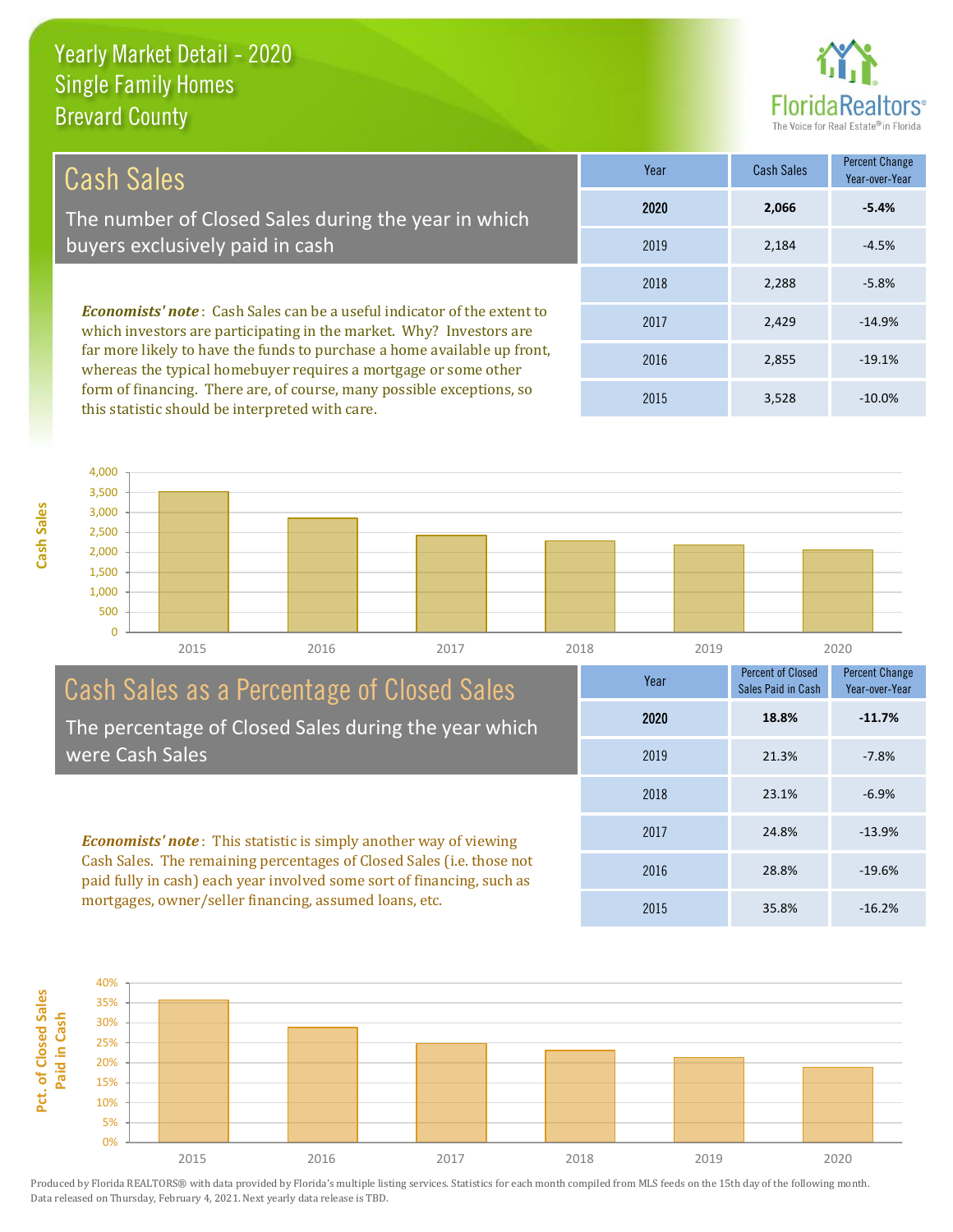# Yearly Market Detail - 2020
## Single Family Homes
## Brevard County

## Cash Sales

The number of Closed Sales during the year in which buyers exclusively paid in cash

***Economists' note***: Cash Sales can be a useful indicator of the extent to which investors are participating in the market. Why? Investors are far more likely to have the funds to purchase a home available up front, whereas the typical homebuyer requires a mortgage or some other form of financing. There are, of course, many possible exceptions, so this statistic should be interpreted with care.

| Year | Cash Sales | Percent Change Year-over-Year |
|---|---|---|
| **2020** | **2,066** | **-5.4%** |
| 2019 | 2,184 | -4.5% |
| 2018 | 2,288 | -5.8% |
| 2017 | 2,429 | -14.9% |
| 2016 | 2,855 | -19.1% |
| 2015 | 3,528 | -10.0% |

## Cash Sales as a Percentage of Closed Sales

The percentage of Closed Sales during the year which were Cash Sales

***Economists' note***: This statistic is simply another way of viewing Cash Sales. The remaining percentages of Closed Sales (i.e. those not paid fully in cash) each year involved some sort of financing, such as mortgages, owner/seller financing, assumed loans, etc.

| Year | Percent of Closed Sales Paid in Cash | Percent Change Year-over-Year |
|---|---|---|
| **2020** | **18.8%** | **-11.7%** |
| 2019 | 21.3% | -7.8% |
| 2018 | 23.1% | -6.9% |
| 2017 | 24.8% | -13.9% |
| 2016 | 28.8% | -19.6% |
| 2015 | 35.8% | -16.2% |

Produced by Florida REALTORS® with data provided by Florida's multiple listing services. Statistics for each month compiled from MLS feeds on the 15th day of the following month. Data released on Thursday, February 4, 2021. Next yearly data release is TBD.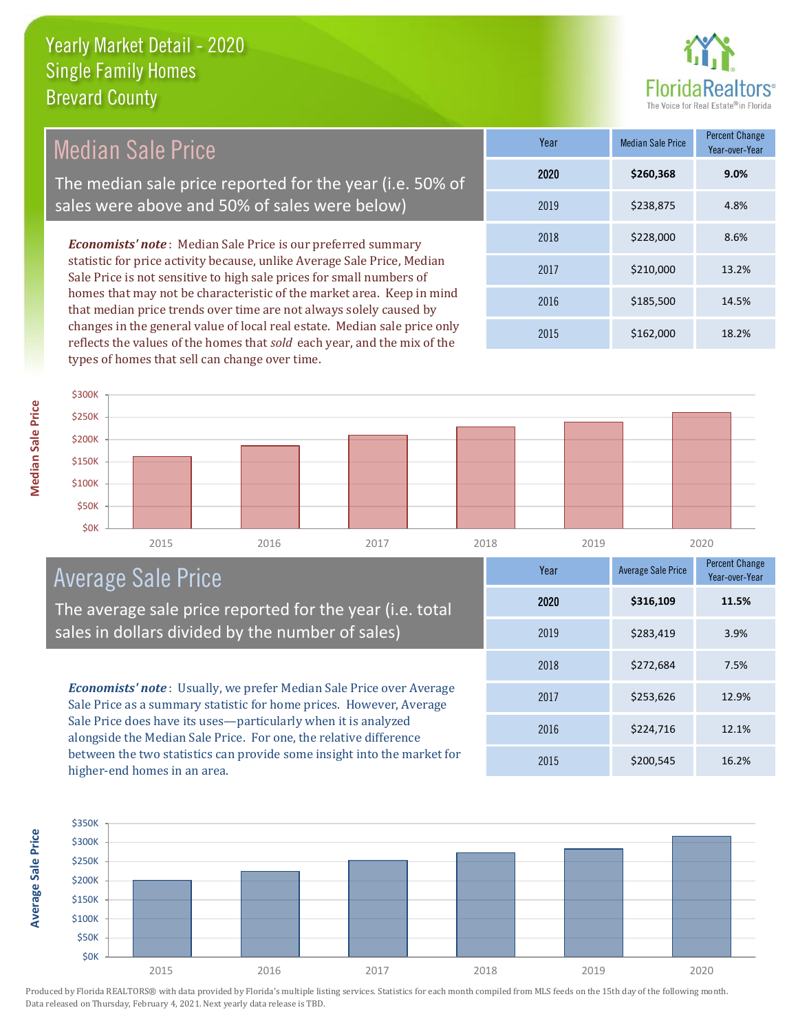# Yearly Market Detail - 2020
## Single Family Homes
## Brevard County

## Median Sale Price

The median sale price reported for the year (i.e. 50% of sales were above and 50% of sales were below)

***Economists' note***: Median Sale Price is our preferred summary statistic for price activity because, unlike Average Sale Price, Median Sale Price is not sensitive to high sale prices for small numbers of homes that may not be characteristic of the market area. Keep in mind that median price trends over time are not always solely caused by changes in the general value of local real estate. Median sale price only reflects the values of the homes that *sold* each year, and the mix of the types of homes that sell can change over time.

| Year | Median Sale Price | Percent Change Year-over-Year |
|---|---|---|
| **2020** | **$260,368** | **9.0%** |
| 2019 | $238,875 | 4.8% |
| 2018 | $228,000 | 8.6% |
| 2017 | $210,000 | 13.2% |
| 2016 | $185,500 | 14.5% |
| 2015 | $162,000 | 18.2% |

## Average Sale Price

The average sale price reported for the year (i.e. total sales in dollars divided by the number of sales)

***Economists' note***: Usually, we prefer Median Sale Price over Average Sale Price as a summary statistic for home prices. However, Average Sale Price does have its uses—particularly when it is analyzed alongside the Median Sale Price. For one, the relative difference between the two statistics can provide some insight into the market for higher-end homes in an area.

| Year | Average Sale Price | Percent Change Year-over-Year |
|---|---|---|
| **2020** | **$316,109** | **11.5%** |
| 2019 | $283,419 | 3.9% |
| 2018 | $272,684 | 7.5% |
| 2017 | $253,626 | 12.9% |
| 2016 | $224,716 | 12.1% |
| 2015 | $200,545 | 16.2% |

Produced by Florida REALTORS® with data provided by Florida's multiple listing services. Statistics for each month compiled from MLS feeds on the 15th day of the following month. Data released on Thursday, February 4, 2021. Next yearly data release is TBD.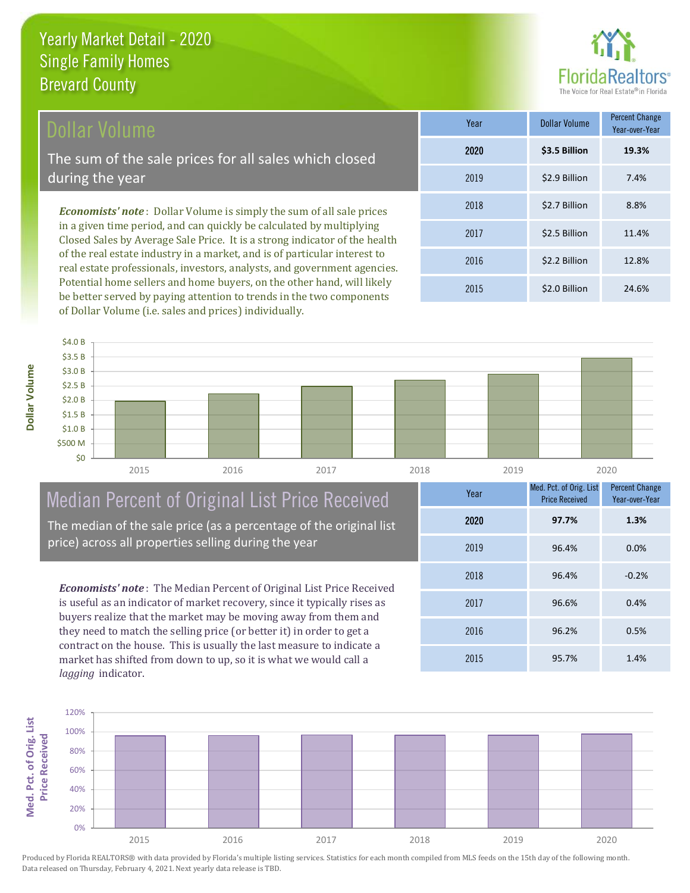# Yearly Market Detail - 2020
## Single Family Homes
## Brevard County

## Dollar Volume

The sum of the sale prices for all sales which closed during the year

***Economists' note***: Dollar Volume is simply the sum of all sale prices in a given time period, and can quickly be calculated by multiplying Closed Sales by Average Sale Price. It is a strong indicator of the health of the real estate industry in a market, and is of particular interest to real estate professionals, investors, analysts, and government agencies. Potential home sellers and home buyers, on the other hand, will likely be better served by paying attention to trends in the two components of Dollar Volume (i.e. sales and prices) individually.

| Year | Dollar Volume | Percent Change Year-over-Year |
|---|---|---|
| **2020** | **$3.5 Billion** | **19.3%** |
| 2019 | $2.9 Billion | 7.4% |
| 2018 | $2.7 Billion | 8.8% |
| 2017 | $2.5 Billion | 11.4% |
| 2016 | $2.2 Billion | 12.8% |
| 2015 | $2.0 Billion | 24.6% |

## Median Percent of Original List Price Received

The median of the sale price (as a percentage of the original list price) across all properties selling during the year

***Economists' note***: The Median Percent of Original List Price Received is useful as an indicator of market recovery, since it typically rises as buyers realize that the market may be moving away from them and they need to match the selling price (or better it) in order to get a contract on the house. This is usually the last measure to indicate a market has shifted from down to up, so it is what we would call a *lagging* indicator.

| Year | Med. Pct. of Orig. List Price Received | Percent Change Year-over-Year |
|---|---|---|
| **2020** | **97.7%** | **1.3%** |
| 2019 | 96.4% | 0.0% |
| 2018 | 96.4% | -0.2% |
| 2017 | 96.6% | 0.4% |
| 2016 | 96.2% | 0.5% |
| 2015 | 95.7% | 1.4% |

Produced by Florida REALTORS® with data provided by Florida's multiple listing services. Statistics for each month compiled from MLS feeds on the 15th day of the following month. Data released on Thursday, February 4, 2021. Next yearly data release is TBD.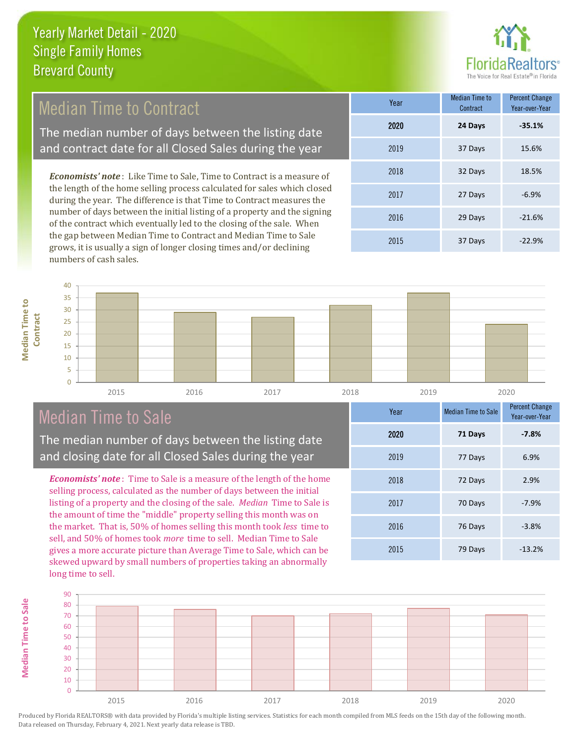# Yearly Market Detail - 2020
## Single Family Homes
## Brevard County

## Median Time to Contract

The median number of days between the listing date and contract date for all Closed Sales during the year

*Economists' note*: Like Time to Sale, Time to Contract is a measure of the length of the home selling process calculated for sales which closed during the year. The difference is that Time to Contract measures the number of days between the initial listing of a property and the signing of the contract which eventually led to the closing of the sale. When the gap between Median Time to Contract and Median Time to Sale grows, it is usually a sign of longer closing times and/or declining numbers of cash sales.

| Year | Median Time to Contract | Percent Change Year-over-Year |
|---|---|---|
| **2020** | **24 Days** | **-35.1%** |
| 2019 | 37 Days | 15.6% |
| 2018 | 32 Days | 18.5% |
| 2017 | 27 Days | -6.9% |
| 2016 | 29 Days | -21.6% |
| 2015 | 37 Days | -22.9% |

## Median Time to Sale

The median number of days between the listing date and closing date for all Closed Sales during the year

*Economists' note*: Time to Sale is a measure of the length of the home selling process, calculated as the number of days between the initial listing of a property and the closing of the sale. *Median* Time to Sale is the amount of time the "middle" property selling this month was on the market. That is, 50% of homes selling this month took *less* time to sell, and 50% of homes took *more* time to sell. Median Time to Sale gives a more accurate picture than Average Time to Sale, which can be skewed upward by small numbers of properties taking an abnormally long time to sell.

| Year | Median Time to Sale | Percent Change Year-over-Year |
|---|---|---|
| **2020** | **71 Days** | **-7.8%** |
| 2019 | 77 Days | 6.9% |
| 2018 | 72 Days | 2.9% |
| 2017 | 70 Days | -7.9% |
| 2016 | 76 Days | -3.8% |
| 2015 | 79 Days | -13.2% |

Produced by Florida REALTORS® with data provided by Florida's multiple listing services. Statistics for each month compiled from MLS feeds on the 15th day of the following month. Data released on Thursday, February 4, 2021. Next yearly data release is TBD.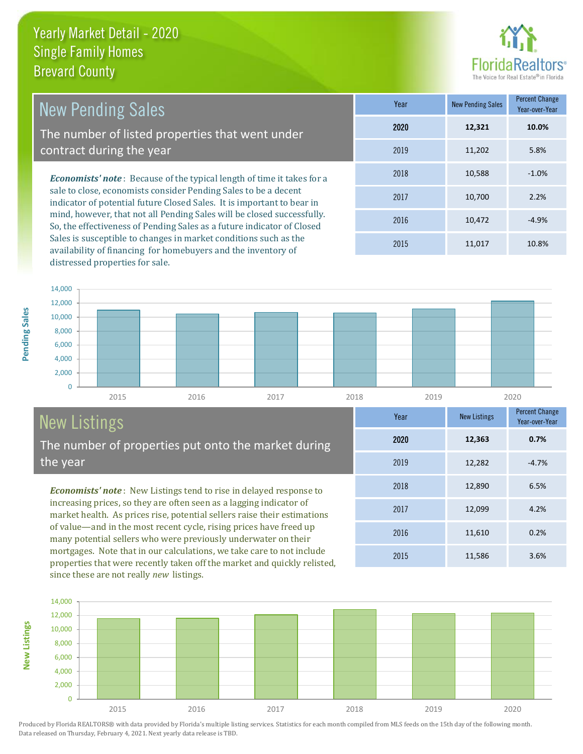# Yearly Market Detail - 2020
## Single Family Homes
## Brevard County

## New Pending Sales

The number of listed properties that went under contract during the year

***Economists' note***: Because of the typical length of time it takes for a sale to close, economists consider Pending Sales to be a decent indicator of potential future Closed Sales. It is important to bear in mind, however, that not all Pending Sales will be closed successfully. So, the effectiveness of Pending Sales as a future indicator of Closed Sales is susceptible to changes in market conditions such as the availability of financing for homebuyers and the inventory of distressed properties for sale.

| Year | New Pending Sales | Percent Change Year-over-Year |
|---|---|---|
| **2020** | **12,321** | **10.0%** |
| 2019 | 11,202 | 5.8% |
| 2018 | 10,588 | -1.0% |
| 2017 | 10,700 | 2.2% |
| 2016 | 10,472 | -4.9% |
| 2015 | 11,017 | 10.8% |

## New Listings

The number of properties put onto the market during the year

***Economists' note***: New Listings tend to rise in delayed response to increasing prices, so they are often seen as a lagging indicator of market health. As prices rise, potential sellers raise their estimations of value—and in the most recent cycle, rising prices have freed up many potential sellers who were previously underwater on their mortgages. Note that in our calculations, we take care to not include properties that were recently taken off the market and quickly relisted, since these are not really *new* listings.

| Year | New Listings | Percent Change Year-over-Year |
|---|---|---|
| **2020** | **12,363** | **0.7%** |
| 2019 | 12,282 | -4.7% |
| 2018 | 12,890 | 6.5% |
| 2017 | 12,099 | 4.2% |
| 2016 | 11,610 | 0.2% |
| 2015 | 11,586 | 3.6% |

Produced by Florida REALTORS® with data provided by Florida's multiple listing services. Statistics for each month compiled from MLS feeds on the 15th day of the following month. Data released on Thursday, February 4, 2021. Next yearly data release is TBD.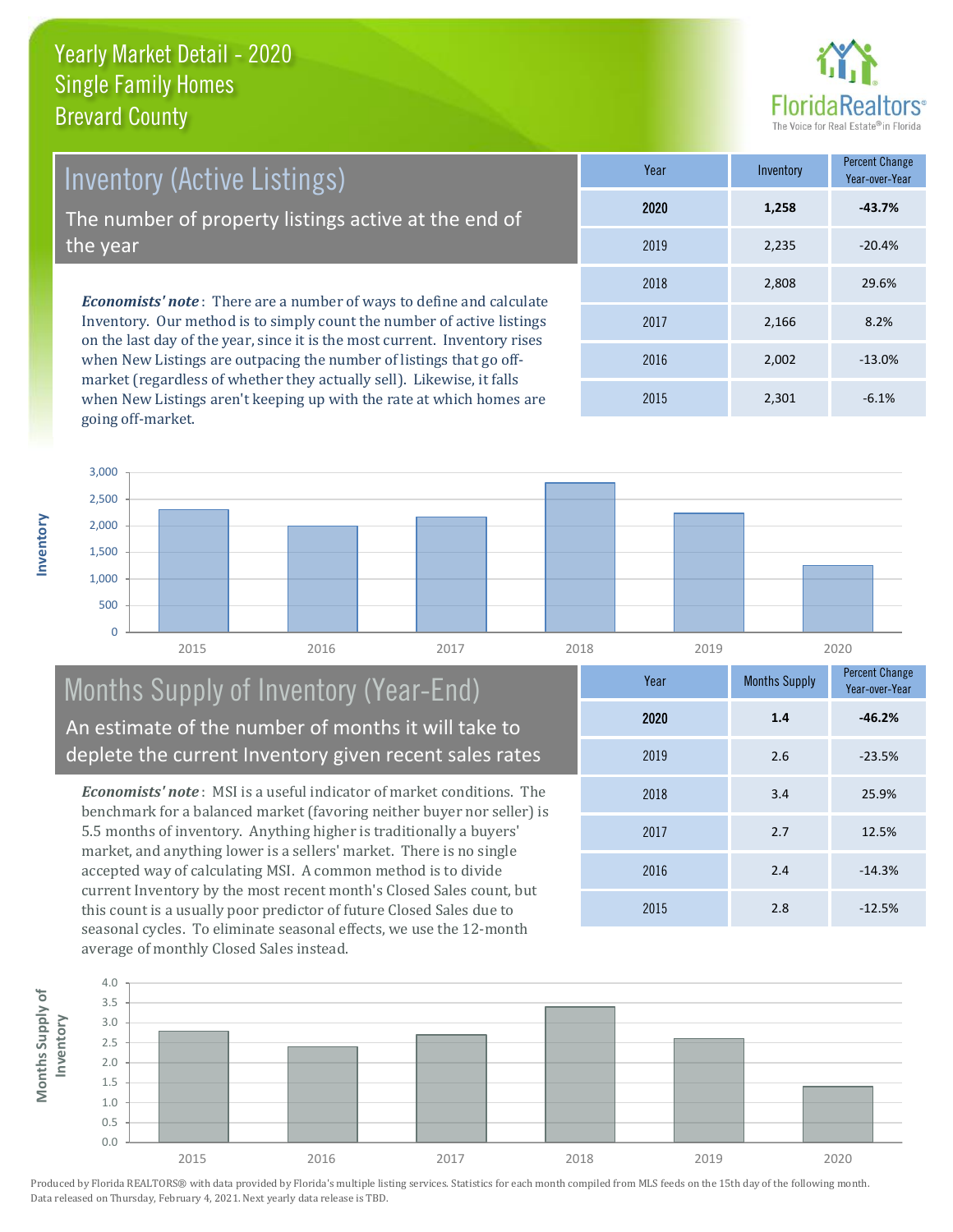# Yearly Market Detail - 2020
## Single Family Homes
## Brevard County

## Inventory (Active Listings)

The number of property listings active at the end of the year

***Economists' note***: There are a number of ways to define and calculate Inventory. Our method is to simply count the number of active listings on the last day of the year, since it is the most current. Inventory rises when New Listings are outpacing the number of listings that go off-market (regardless of whether they actually sell). Likewise, it falls when New Listings aren't keeping up with the rate at which homes are going off-market.

| Year | Inventory | Percent Change Year-over-Year |
|---|---|---|
| **2020** | **1,258** | **-43.7%** |
| 2019 | 2,235 | -20.4% |
| 2018 | 2,808 | 29.6% |
| 2017 | 2,166 | 8.2% |
| 2016 | 2,002 | -13.0% |
| 2015 | 2,301 | -6.1% |

## Months Supply of Inventory (Year-End)

An estimate of the number of months it will take to deplete the current Inventory given recent sales rates

***Economists' note***: MSI is a useful indicator of market conditions. The benchmark for a balanced market (favoring neither buyer nor seller) is 5.5 months of inventory. Anything higher is traditionally a buyers' market, and anything lower is a sellers' market. There is no single accepted way of calculating MSI. A common method is to divide current Inventory by the most recent month's Closed Sales count, but this count is a usually poor predictor of future Closed Sales due to seasonal cycles. To eliminate seasonal effects, we use the 12-month average of monthly Closed Sales instead.

| Year | Months Supply | Percent Change Year-over-Year |
|---|---|---|
| **2020** | **1.4** | **-46.2%** |
| 2019 | 2.6 | -23.5% |
| 2018 | 3.4 | 25.9% |
| 2017 | 2.7 | 12.5% |
| 2016 | 2.4 | -14.3% |
| 2015 | 2.8 | -12.5% |

Produced by Florida REALTORS® with data provided by Florida's multiple listing services. Statistics for each month compiled from MLS feeds on the 15th day of the following month. Data released on Thursday, February 4, 2021. Next yearly data release is TBD.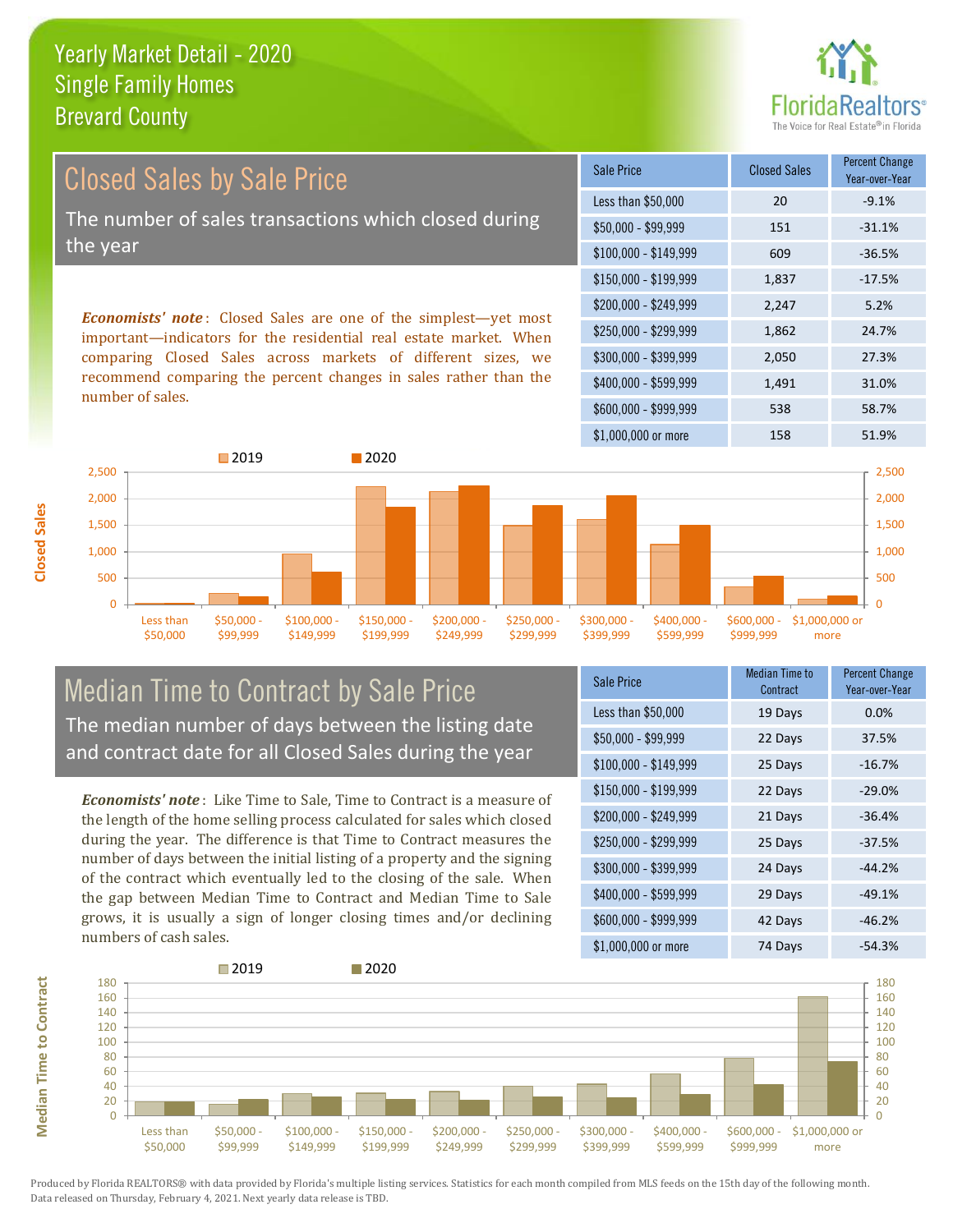# Yearly Market Detail - 2020
## Single Family Homes
## Brevard County

FloridaRealtors® The Voice for Real Estate® in Florida

## Closed Sales by Sale Price

The number of sales transactions which closed during the year

***Economists' note***: Closed Sales are one of the simplest—yet most important—indicators for the residential real estate market. When comparing Closed Sales across markets of different sizes, we recommend comparing the percent changes in sales rather than the number of sales.

| Sale Price | Closed Sales | Percent Change Year-over-Year |
|---|---|---|
| Less than $50,000 | 20 | -9.1% |
| $50,000 - $99,999 | 151 | -31.1% |
| $100,000 - $149,999 | 609 | -36.5% |
| $150,000 - $199,999 | 1,837 | -17.5% |
| $200,000 - $249,999 | 2,247 | 5.2% |
| $250,000 - $299,999 | 1,862 | 24.7% |
| $300,000 - $399,999 | 2,050 | 27.3% |
| $400,000 - $599,999 | 1,491 | 31.0% |
| $600,000 - $999,999 | 538 | 58.7% |
| $1,000,000 or more | 158 | 51.9% |

## Median Time to Contract by Sale Price

The median number of days between the listing date and contract date for all Closed Sales during the year

***Economists' note***: Like Time to Sale, Time to Contract is a measure of the length of the home selling process calculated for sales which closed during the year. The difference is that Time to Contract measures the number of days between the initial listing of a property and the signing of the contract which eventually led to the closing of the sale. When the gap between Median Time to Contract and Median Time to Sale grows, it is usually a sign of longer closing times and/or declining numbers of cash sales.

| Sale Price | Median Time to Contract | Percent Change Year-over-Year |
|---|---|---|
| Less than $50,000 | 19 Days | 0.0% |
| $50,000 - $99,999 | 22 Days | 37.5% |
| $100,000 - $149,999 | 25 Days | -16.7% |
| $150,000 - $199,999 | 22 Days | -29.0% |
| $200,000 - $249,999 | 21 Days | -36.4% |
| $250,000 - $299,999 | 25 Days | -37.5% |
| $300,000 - $399,999 | 24 Days | -44.2% |
| $400,000 - $599,999 | 29 Days | -49.1% |
| $600,000 - $999,999 | 42 Days | -46.2% |
| $1,000,000 or more | 74 Days | -54.3% |

Produced by Florida REALTORS® with data provided by Florida's multiple listing services. Statistics for each month compiled from MLS feeds on the 15th day of the following month. Data released on Thursday, February 4, 2021. Next yearly data release is TBD.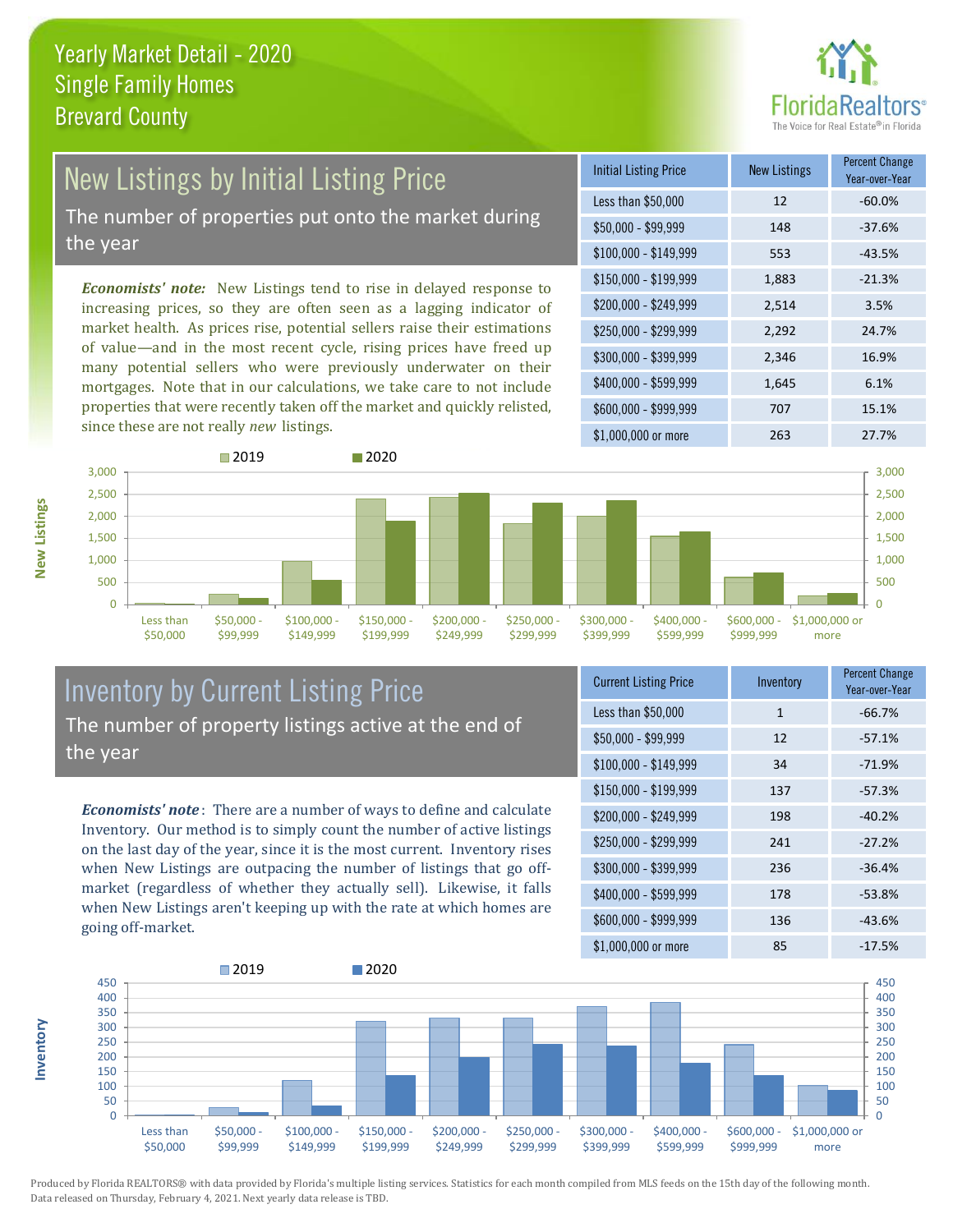# Yearly Market Detail - 2020
## Single Family Homes
## Brevard County

## New Listings by Initial Listing Price

The number of properties put onto the market during the year

*Economists' note:* New Listings tend to rise in delayed response to increasing prices, so they are often seen as a lagging indicator of market health. As prices rise, potential sellers raise their estimations of value—and in the most recent cycle, rising prices have freed up many potential sellers who were previously underwater on their mortgages. Note that in our calculations, we take care to not include properties that were recently taken off the market and quickly relisted, since these are not really *new* listings.

| Initial Listing Price | New Listings | Percent Change Year-over-Year |
|---|---|---|
| Less than $50,000 | 12 | -60.0% |
| $50,000 - $99,999 | 148 | -37.6% |
| $100,000 - $149,999 | 553 | -43.5% |
| $150,000 - $199,999 | 1,883 | -21.3% |
| $200,000 - $249,999 | 2,514 | 3.5% |
| $250,000 - $299,999 | 2,292 | 24.7% |
| $300,000 - $399,999 | 2,346 | 16.9% |
| $400,000 - $599,999 | 1,645 | 6.1% |
| $600,000 - $999,999 | 707 | 15.1% |
| $1,000,000 or more | 263 | 27.7% |

## Inventory by Current Listing Price

The number of property listings active at the end of the year

*Economists' note*: There are a number of ways to define and calculate Inventory. Our method is to simply count the number of active listings on the last day of the year, since it is the most current. Inventory rises when New Listings are outpacing the number of listings that go off-market (regardless of whether they actually sell). Likewise, it falls when New Listings aren't keeping up with the rate at which homes are going off-market.

| Current Listing Price | Inventory | Percent Change Year-over-Year |
|---|---|---|
| Less than $50,000 | 1 | -66.7% |
| $50,000 - $99,999 | 12 | -57.1% |
| $100,000 - $149,999 | 34 | -71.9% |
| $150,000 - $199,999 | 137 | -57.3% |
| $200,000 - $249,999 | 198 | -40.2% |
| $250,000 - $299,999 | 241 | -27.2% |
| $300,000 - $399,999 | 236 | -36.4% |
| $400,000 - $599,999 | 178 | -53.8% |
| $600,000 - $999,999 | 136 | -43.6% |
| $1,000,000 or more | 85 | -17.5% |

Produced by Florida REALTORS® with data provided by Florida's multiple listing services. Statistics for each month compiled from MLS feeds on the 15th day of the following month. Data released on Thursday, February 4, 2021. Next yearly data release is TBD.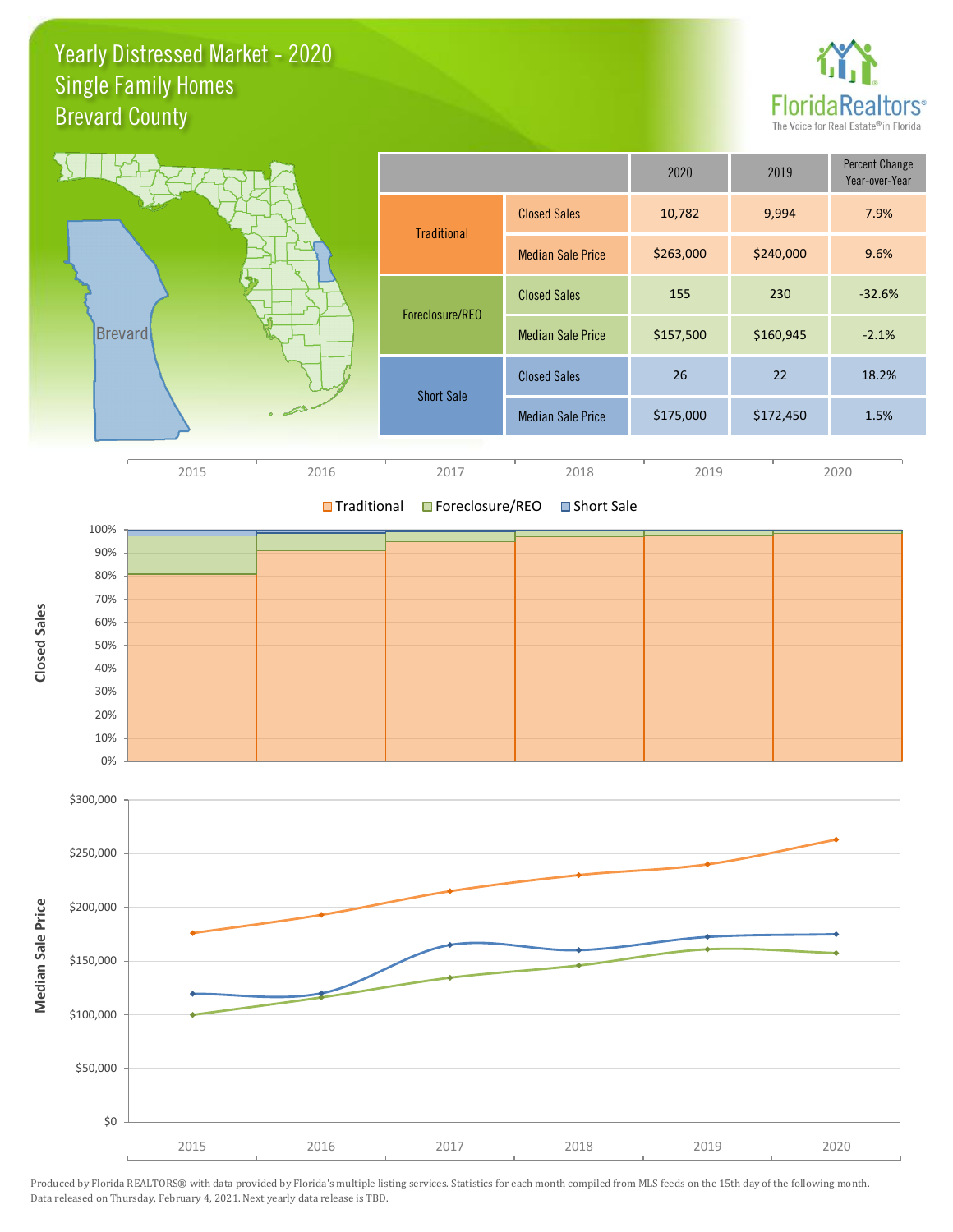# Yearly Distressed Market - 2020
## Single Family Homes
## Brevard County

FloridaRealtors®
The Voice for Real Estate® in Florida

Brevard

| | | 2020 | 2019 | Percent Change Year-over-Year |
|---|---|---|---|---|
| Traditional | Closed Sales | 10,782 | 9,994 | 7.9% |
| | Median Sale Price | $263,000 | $240,000 | 9.6% |
| Foreclosure/REO | Closed Sales | 155 | 230 | -32.6% |
| | Median Sale Price | $157,500 | $160,945 | -2.1% |
| Short Sale | Closed Sales | 26 | 22 | 18.2% |
| | Median Sale Price | $175,000 | $172,450 | 1.5% |

2015 2016 2017 2018 2019 2020

Traditional Foreclosure/REO Short Sale

Closed Sales

100% 90% 80% 70% 60% 50% 40% 30% 20% 10% 0%

Median Sale Price

$300,000 $250,000 $200,000 $150,000 $100,000 $50,000 $0

2015 2016 2017 2018 2019 2020

Produced by Florida REALTORS® with data provided by Florida's multiple listing services. Statistics for each month compiled from MLS feeds on the 15th day of the following month. Data released on Thursday, February 4, 2021. Next yearly data release is TBD.